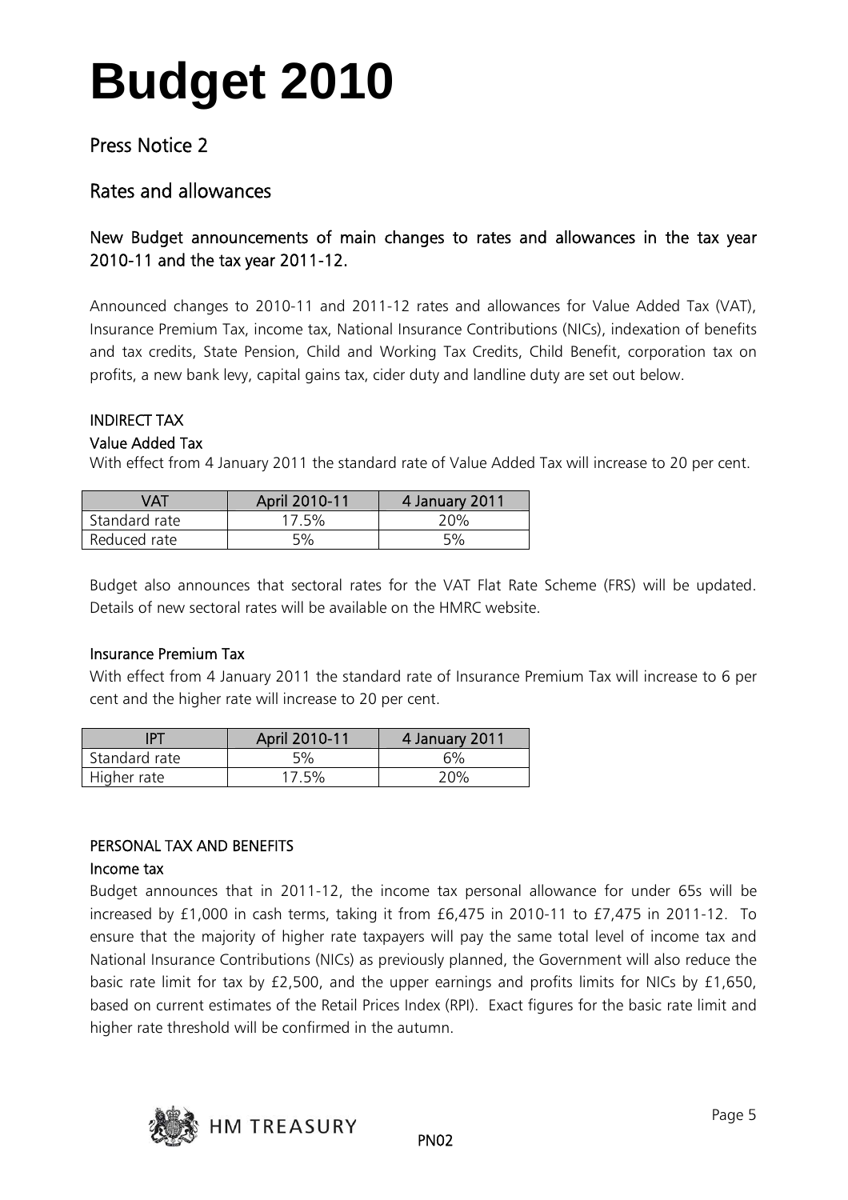# Budget 2010

## Press Notice 2

## Rates and allowances

### New Budget announcements of main changes to rates and allowances in the tax year 2010-11 and the tax year 2011-12.

Announced changes to 2010-11 and 2011-12 rates and allowances for Value Added Tax (VAT), Insurance Premium Tax, income tax, National Insurance Contributions (NICs), indexation of benefits and tax credits, State Pension, Child and Working Tax Credits, Child Benefit, corporation tax on profits, a new bank levy, capital gains tax, cider duty and landline duty are set out below.

#### INDIRECT TAX

#### Value Added Tax

With effect from 4 January 2011 the standard rate of Value Added Tax will increase to 20 per cent.

| VAT | April 2010-11 | 4 January 2011 |
|---|---|---|
| Standard rate | 17.5% | 20% |
| Reduced rate | 5% | 5% |

Budget also announces that sectoral rates for the VAT Flat Rate Scheme (FRS) will be updated. Details of new sectoral rates will be available on the HMRC website.

#### Insurance Premium Tax

With effect from 4 January 2011 the standard rate of Insurance Premium Tax will increase to 6 per cent and the higher rate will increase to 20 per cent.

| IPT | April 2010-11 | 4 January 2011 |
|---|---|---|
| Standard rate | 5% | 6% |
| Higher rate | 17.5% | 20% |

#### PERSONAL TAX AND BENEFITS

#### Income tax

Budget announces that in 2011-12, the income tax personal allowance for under 65s will be increased by £1,000 in cash terms, taking it from £6,475 in 2010-11 to £7,475 in 2011-12. To ensure that the majority of higher rate taxpayers will pay the same total level of income tax and National Insurance Contributions (NICs) as previously planned, the Government will also reduce the basic rate limit for tax by £2,500, and the upper earnings and profits limits for NICs by £1,650, based on current estimates of the Retail Prices Index (RPI). Exact figures for the basic rate limit and higher rate threshold will be confirmed in the autumn.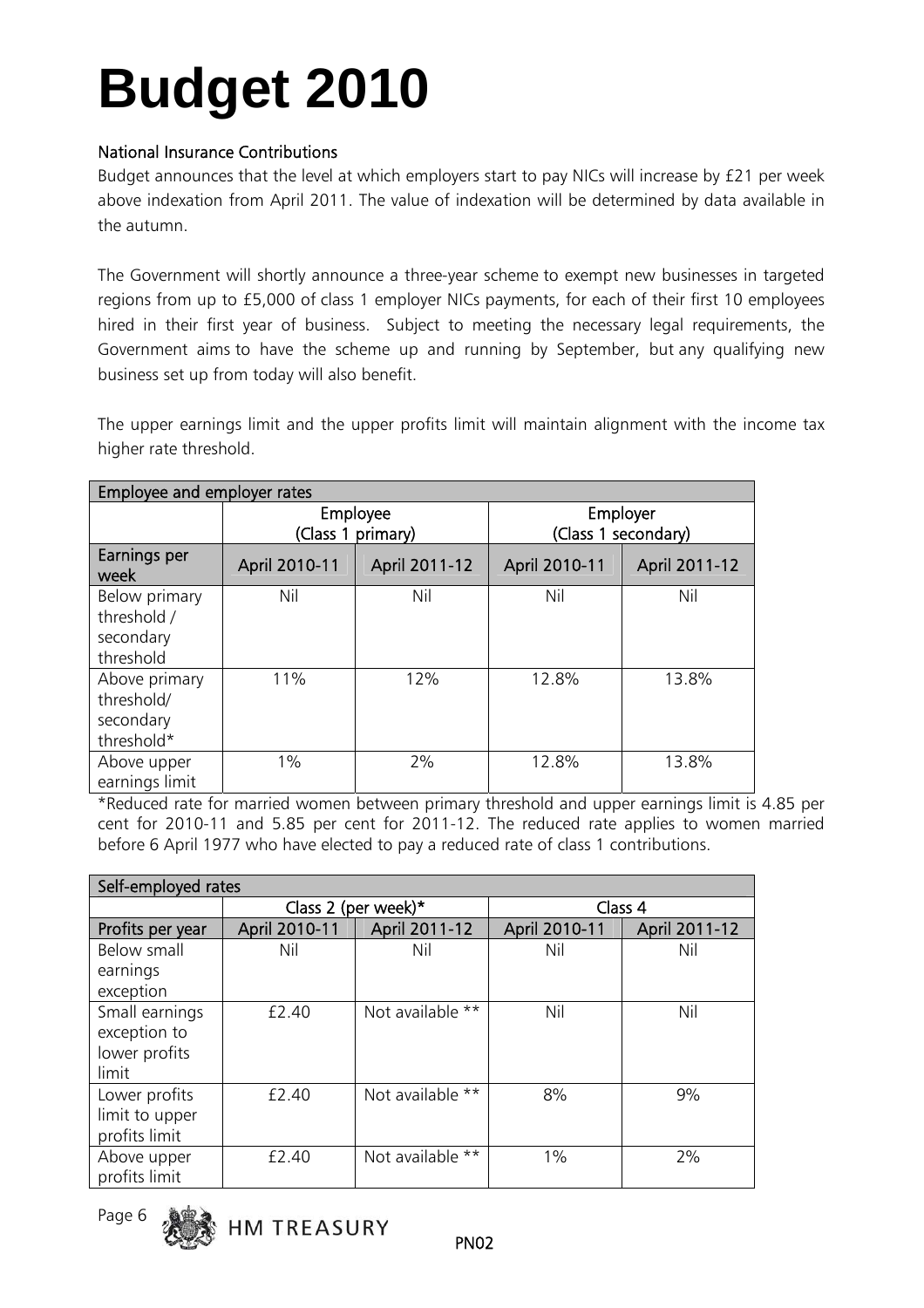# Budget 2010

### National Insurance Contributions

Budget announces that the level at which employers start to pay NICs will increase by £21 per week above indexation from April 2011. The value of indexation will be determined by data available in the autumn.

The Government will shortly announce a three-year scheme to exempt new businesses in targeted regions from up to £5,000 of class 1 employer NICs payments, for each of their first 10 employees hired in their first year of business. Subject to meeting the necessary legal requirements, the Government aims to have the scheme up and running by September, but any qualifying new business set up from today will also benefit.

The upper earnings limit and the upper profits limit will maintain alignment with the income tax higher rate threshold.

| Employee and employer rates | | | | |
|---|---|---|---|---|
| | Employee (Class 1 primary) | | Employer (Class 1 secondary) | |
| Earnings per week | April 2010-11 | April 2011-12 | April 2010-11 | April 2011-12 |
| Below primary threshold / secondary threshold | Nil | Nil | Nil | Nil |
| Above primary threshold/ secondary threshold* | 11% | 12% | 12.8% | 13.8% |
| Above upper earnings limit | 1% | 2% | 12.8% | 13.8% |

*Reduced rate for married women between primary threshold and upper earnings limit is 4.85 per cent for 2010-11 and 5.85 per cent for 2011-12. The reduced rate applies to women married before 6 April 1977 who have elected to pay a reduced rate of class 1 contributions.

| Self-employed rates | | | | |
|---|---|---|---|---|
| | Class 2 (per week)* | | Class 4 | |
| Profits per year | April 2010-11 | April 2011-12 | April 2010-11 | April 2011-12 |
| Below small earnings exception | Nil | Nil | Nil | Nil |
| Small earnings exception to lower profits limit | £2.40 | Not available ** | Nil | Nil |
| Lower profits limit to upper profits limit | £2.40 | Not available ** | 8% | 9% |
| Above upper profits limit | £2.40 | Not available ** | 1% | 2% |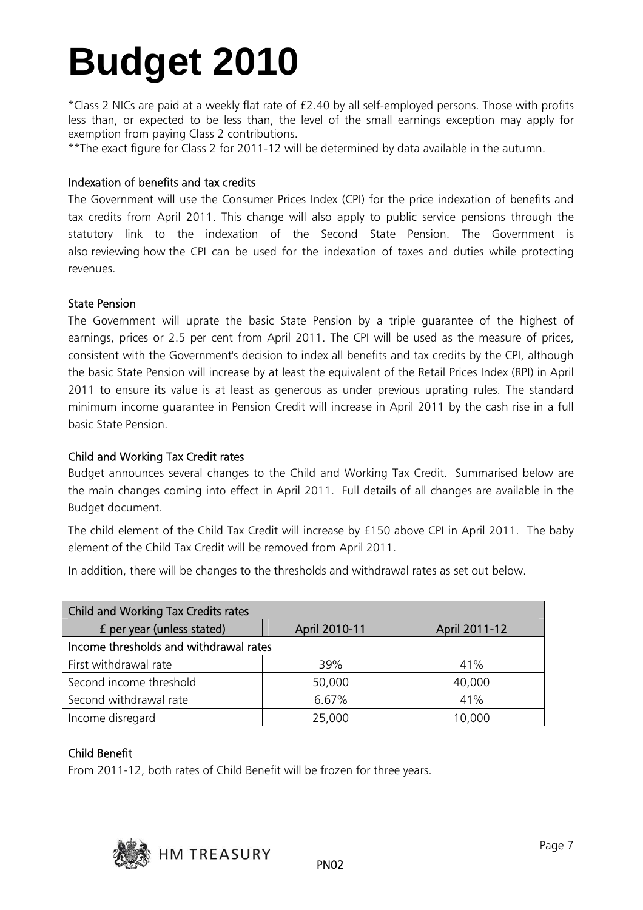# Budget 2010

*Class 2 NICs are paid at a weekly flat rate of £2.40 by all self-employed persons. Those with profits less than, or expected to be less than, the level of the small earnings exception may apply for exemption from paying Class 2 contributions.

**The exact figure for Class 2 for 2011-12 will be determined by data available in the autumn.

### Indexation of benefits and tax credits

The Government will use the Consumer Prices Index (CPI) for the price indexation of benefits and tax credits from April 2011. This change will also apply to public service pensions through the statutory link to the indexation of the Second State Pension. The Government is also reviewing how the CPI can be used for the indexation of taxes and duties while protecting revenues.

### State Pension

The Government will uprate the basic State Pension by a triple guarantee of the highest of earnings, prices or 2.5 per cent from April 2011. The CPI will be used as the measure of prices, consistent with the Government's decision to index all benefits and tax credits by the CPI, although the basic State Pension will increase by at least the equivalent of the Retail Prices Index (RPI) in April 2011 to ensure its value is at least as generous as under previous uprating rules. The standard minimum income guarantee in Pension Credit will increase in April 2011 by the cash rise in a full basic State Pension.

### Child and Working Tax Credit rates

Budget announces several changes to the Child and Working Tax Credit. Summarised below are the main changes coming into effect in April 2011. Full details of all changes are available in the Budget document.

The child element of the Child Tax Credit will increase by £150 above CPI in April 2011. The baby element of the Child Tax Credit will be removed from April 2011.

In addition, there will be changes to the thresholds and withdrawal rates as set out below.

| Child and Working Tax Credits rates | | |
|---|---|---|
| £ per year (unless stated) | April 2010-11 | April 2011-12 |
| Income thresholds and withdrawal rates | | |
| First withdrawal rate | 39% | 41% |
| Second income threshold | 50,000 | 40,000 |
| Second withdrawal rate | 6.67% | 41% |
| Income disregard | 25,000 | 10,000 |

### Child Benefit

From 2011-12, both rates of Child Benefit will be frozen for three years.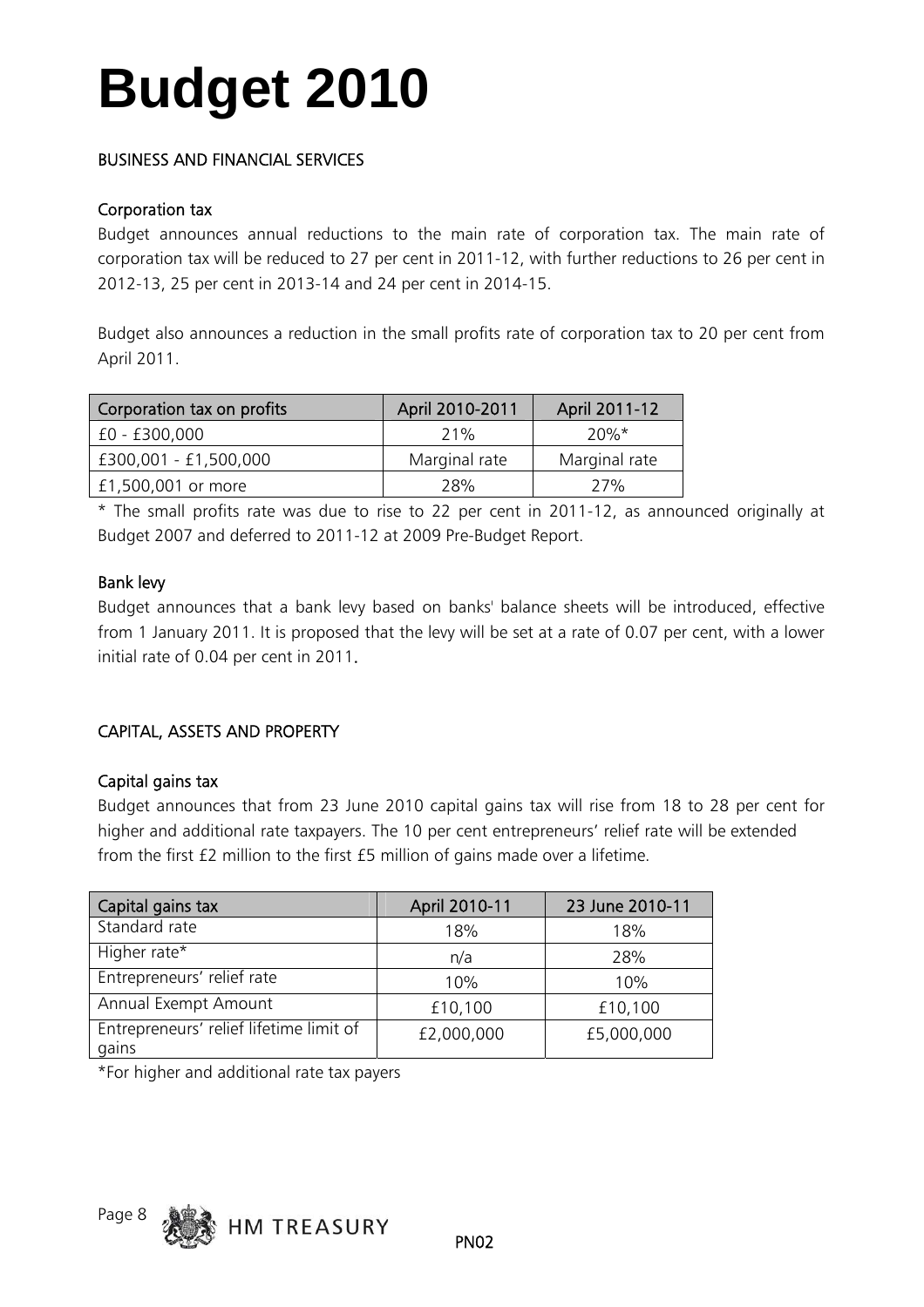# Budget 2010

## BUSINESS AND FINANCIAL SERVICES

### Corporation tax

Budget announces annual reductions to the main rate of corporation tax. The main rate of corporation tax will be reduced to 27 per cent in 2011-12, with further reductions to 26 per cent in 2012-13, 25 per cent in 2013-14 and 24 per cent in 2014-15.

Budget also announces a reduction in the small profits rate of corporation tax to 20 per cent from April 2011.

| Corporation tax on profits | April 2010-2011 | April 2011-12 |
|---|---|---|
| £0 - £300,000 | 21% | 20%* |
| £300,001 - £1,500,000 | Marginal rate | Marginal rate |
| £1,500,001 or more | 28% | 27% |

* The small profits rate was due to rise to 22 per cent in 2011-12, as announced originally at Budget 2007 and deferred to 2011-12 at 2009 Pre-Budget Report.

### Bank levy

Budget announces that a bank levy based on banks' balance sheets will be introduced, effective from 1 January 2011. It is proposed that the levy will be set at a rate of 0.07 per cent, with a lower initial rate of 0.04 per cent in 2011.

## CAPITAL, ASSETS AND PROPERTY

### Capital gains tax

Budget announces that from 23 June 2010 capital gains tax will rise from 18 to 28 per cent for higher and additional rate taxpayers. The 10 per cent entrepreneurs' relief rate will be extended from the first £2 million to the first £5 million of gains made over a lifetime.

| Capital gains tax | April 2010-11 | 23 June 2010-11 |
|---|---|---|
| Standard rate | 18% | 18% |
| Higher rate* | n/a | 28% |
| Entrepreneurs' relief rate | 10% | 10% |
| Annual Exempt Amount | £10,100 | £10,100 |
| Entrepreneurs' relief lifetime limit of gains | £2,000,000 | £5,000,000 |

*For higher and additional rate tax payers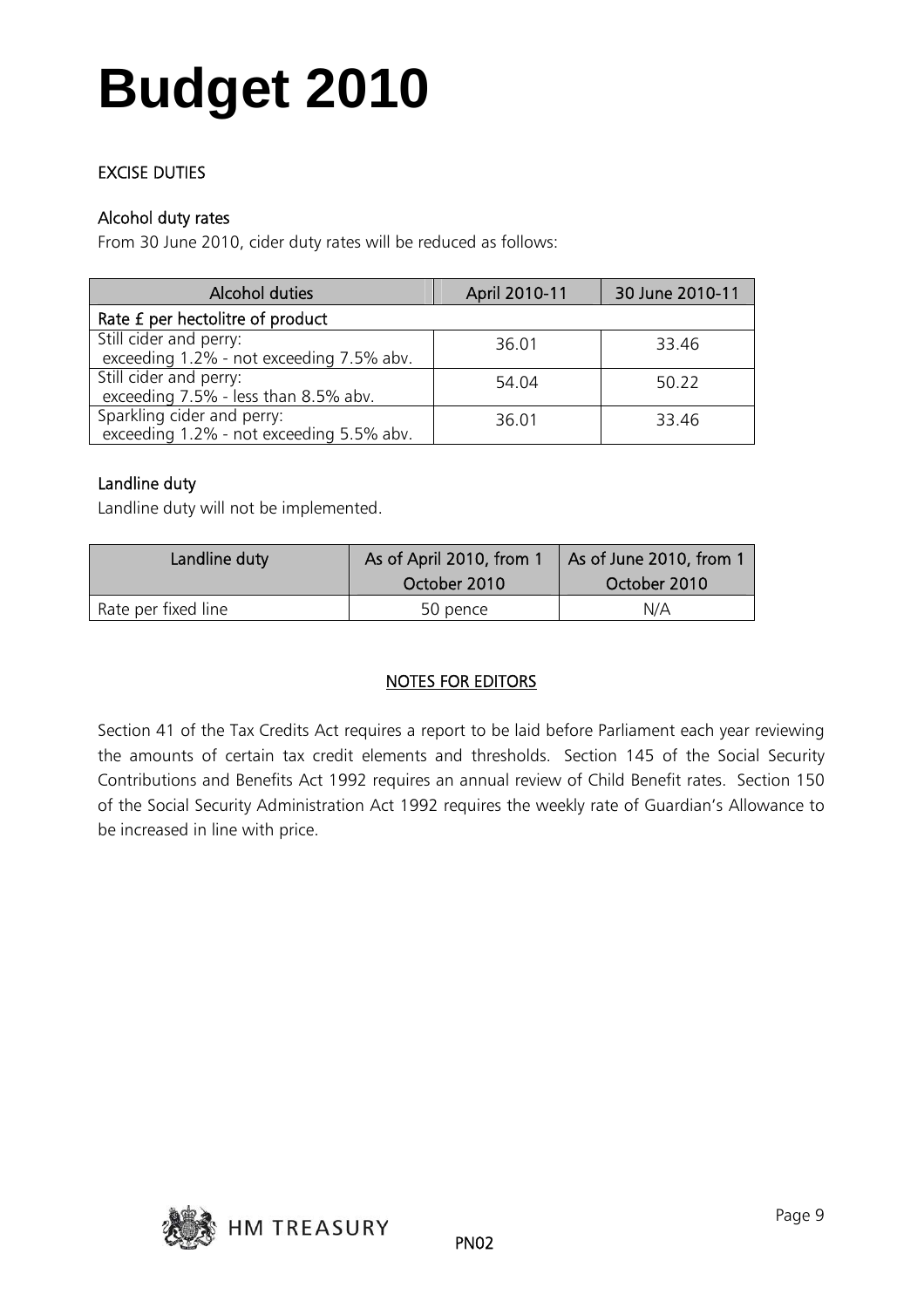# Budget 2010

EXCISE DUTIES

### Alcohol duty rates

From 30 June 2010, cider duty rates will be reduced as follows:

| Alcohol duties | April 2010-11 | 30 June 2010-11 |
|---|---|---|
| Rate £ per hectolitre of product | | |
| Still cider and perry: exceeding 1.2% - not exceeding 7.5% abv. | 36.01 | 33.46 |
| Still cider and perry: exceeding 7.5% - less than 8.5% abv. | 54.04 | 50.22 |
| Sparkling cider and perry: exceeding 1.2% - not exceeding 5.5% abv. | 36.01 | 33.46 |

### Landline duty

Landline duty will not be implemented.

| Landline duty | As of April 2010, from 1 October 2010 | As of June 2010, from 1 October 2010 |
|---|---|---|
| Rate per fixed line | 50 pence | N/A |

## NOTES FOR EDITORS

Section 41 of the Tax Credits Act requires a report to be laid before Parliament each year reviewing the amounts of certain tax credit elements and thresholds. Section 145 of the Social Security Contributions and Benefits Act 1992 requires an annual review of Child Benefit rates. Section 150 of the Social Security Administration Act 1992 requires the weekly rate of Guardian's Allowance to be increased in line with price.